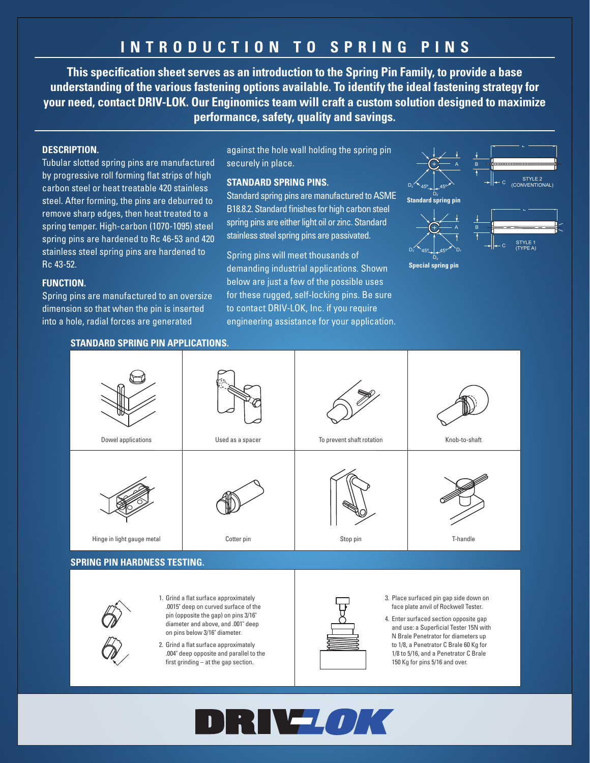# INTRODUCTION TO SPRING PINS

**This specification sheet serves as an introduction to the Spring Pin Family, to provide a base understanding of the various fastening options available. To identify the ideal fastening strategy for your need, contact DRIV-LOK. Our Enginomics team will craft a custom solution designed to maximize performance, safety, quality and savings.**

## DESCRIPTION.

Tubular slotted spring pins are manufactured by progressive roll forming flat strips of high carbon steel or heat treatable 420 stainless steel. After forming, the pins are deburred to remove sharp edges, then heat treated to a spring temper. High-carbon (1070-1095) steel spring pins are hardened to Rc 46-53 and 420 stainless steel spring pins are hardened to Rc 43-52.

## FUNCTION.

Spring pins are manufactured to an oversize dimension so that when the pin is inserted into a hole, radial forces are generated against the hole wall holding the spring pin securely in place.

## STANDARD SPRING PINS.

Standard spring pins are manufactured to ASME B18.8.2. Standard finishes for high carbon steel spring pins are either light oil or zinc. Standard stainless steel spring pins are passivated.

Spring pins will meet thousands of demanding industrial applications. Shown below are just a few of the possible uses for these rugged, self-locking pins. Be sure to contact DRIV-LOK, Inc. if you require engineering assistance for your application.

Standard spring pin — STYLE 2 (CONVENTIONAL)

Special spring pin — STYLE 1 (TYPE A)

## STANDARD SPRING PIN APPLICATIONS.

| | | | |
|---|---|---|---|
| Dowel applications | Used as a spacer | To prevent shaft rotation | Knob-to-shaft |
| Hinge in light gauge metal | Cotter pin | Stop pin | T-handle |

## SPRING PIN HARDNESS TESTING.

1. Grind a flat surface approximately .0015" deep on curved surface of the pin (opposite the gap) on pins 3/16" diameter and above, and .001" deep on pins below 3/16" diameter.
2. Grind a flat surface approximately .004" deep opposite and parallel to the first grinding – at the gap section.
3. Place surfaced pin gap side down on face plate anvil of Rockwell Tester.
4. Enter surfaced section opposite gap and use: a Superficial Tester 15N with N Brale Penetrator for diameters up to 1/8, a Penetrator C Brale 60 Kg for 1/8 to 5/16, and a Penetrator C Brale 150 Kg for pins 5/16 and over.

DRIV-LOK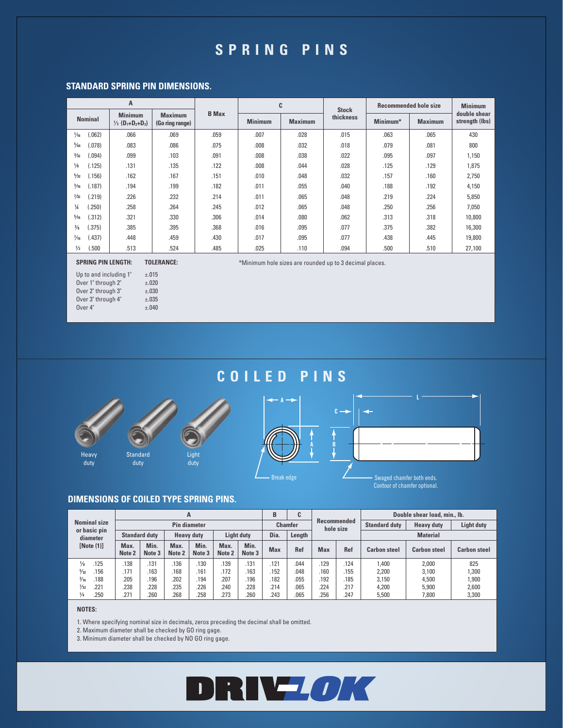# SPRING PINS

## STANDARD SPRING PIN DIMENSIONS.

| A | | | B Max | C | | Stock thickness | Recommended hole size | | Minimum double shear strength (lbs) |
|---|---|---|---|---|---|---|---|---|---|
| Nominal | Minimum ⅓ ($D_1$+$D_2$+$D_3$) | Maximum (Go ring range) | | Minimum | Maximum | | Minimum* | Maximum | |
| 1⁄16 (.062) | .066 | .069 | .059 | .007 | .028 | .015 | .063 | .065 | 430 |
| 5⁄64 (.078) | .083 | .086 | .075 | .008 | .032 | .018 | .079 | .081 | 800 |
| 3⁄32 (.094) | .099 | .103 | .091 | .008 | .038 | .022 | .095 | .097 | 1,150 |
| 1⁄8 (.125) | .131 | .135 | .122 | .008 | .044 | .028 | .125 | .129 | 1,875 |
| 5⁄32 (.156) | .162 | .167 | .151 | .010 | .048 | .032 | .157 | .160 | 2,750 |
| 3⁄16 (.187) | .194 | .199 | .182 | .011 | .055 | .040 | .188 | .192 | 4,150 |
| 7⁄32 (.219) | .226 | .232 | .214 | .011 | .065 | .048 | .219 | .224 | 5,850 |
| 1⁄4 (.250) | .258 | .264 | .245 | .012 | .065 | .048 | .250 | .256 | 7,050 |
| 5⁄16 (.312) | .321 | .330 | .306 | .014 | .080 | .062 | .313 | .318 | 10,800 |
| 3⁄8 (.375) | .385 | .395 | .368 | .016 | .095 | .077 | .375 | .382 | 16,300 |
| 7⁄16 (.437) | .448 | .459 | .430 | .017 | .095 | .077 | .438 | .445 | 19,800 |
| 1⁄2 (.500 | .513 | .524 | .485 | .025 | .110 | .094 | .500 | .510 | 27,100 |

| SPRING PIN LENGTH: | TOLERANCE: |
|---|---|
| Up to and including 1" | ±.015 |
| Over 1" through 2" | ±.020 |
| Over 2" through 3" | ±.030 |
| Over 3" through 4" | ±.035 |
| Over 4" | ±.040 |

*Minimum hole sizes are rounded up to 3 decimal places.

# COILED PINS

Heavy duty

Standard duty

Light duty

A

B

C

L

Break edge

Swaged chamfer both ends. Contour of chamfer optional.

## DIMENSIONS OF COILED TYPE SPRING PINS.

| Nominal size or basic pin diameter [Note (1)] | A | | | | | | B | C | Recommended hole size | | Double shear load, min., lb. | | |
|---|---|---|---|---|---|---|---|---|---|---|---|---|---|
| | Pin diameter | | | | | | Chamfer | | | | Standard duty | Heavy duty | Light duty |
| | Standard duty | | Heavy duty | | Light duty | | Dia. | Length | | | Material | | |
| | Max. Note 2 | Min. Note 3 | Max. Note 2 | Min. Note 3 | Max. Note 2 | Min. Note 3 | Max | Ref | Max | Ref | Carbon steel | Carbon steel | Carbon steel |
| 1⁄8 .125 | .138 | .131 | .136 | .130 | .139 | .131 | .121 | .044 | .129 | .124 | 1,400 | 2,000 | 825 |
| 5⁄32 .156 | .171 | .163 | .168 | .161 | .172 | .163 | .152 | .048 | .160 | .155 | 2,200 | 3,100 | 1,300 |
| 3⁄16 .188 | .205 | .196 | .202 | .194 | .207 | .196 | .182 | .055 | .192 | .185 | 3,150 | 4,500 | 1,900 |
| 7⁄32 .221 | .238 | .228 | .235 | .226 | .240 | .228 | .214 | .065 | .224 | .217 | 4,200 | 5,900 | 2,600 |
| 1⁄4 .250 | .271 | .260 | .268 | .258 | .273 | .260 | .243 | .065 | .256 | .247 | 5,500 | 7,800 | 3,300 |

**NOTES:**

1. Where specifying nominal size in decimals, zeros preceding the decimal shall be omitted.
2. Maximum diameter shall be checked by GO ring gage.
3. Minimum diameter shall be checked by NO GO ring gage.

DRIV-LOK